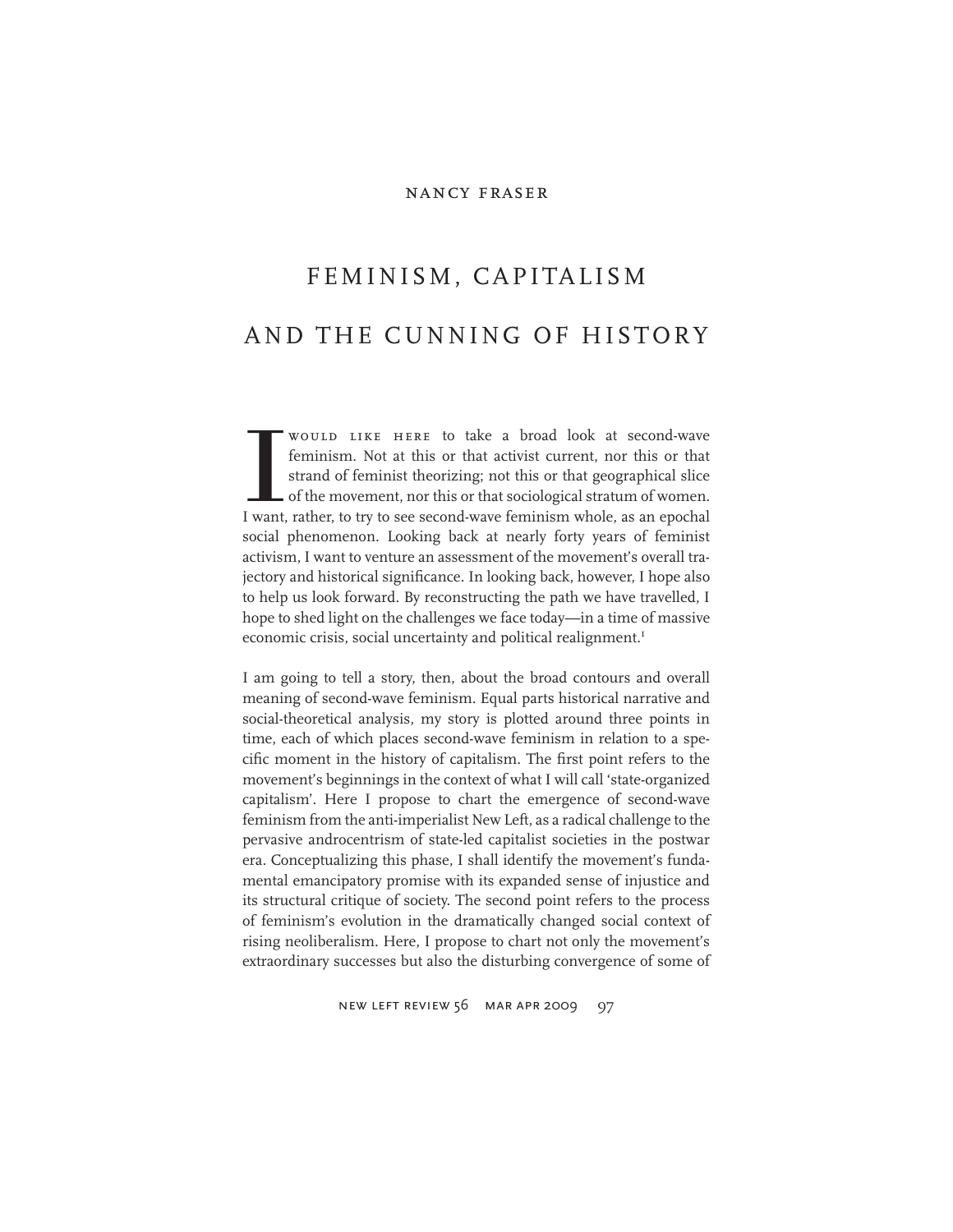NANCY FRASER

# FEMINISM, CAPITALISM AND THE CUNNING OF HISTORY

I would like here to take a broad look at second-wave feminism. Not at this or that activist current, nor this or that strand of feminist theorizing; not this or that geographical slice of the movement, nor this or that sociological stratum of women. I want, rather, to try to see second-wave feminism whole, as an epochal social phenomenon. Looking back at nearly forty years of feminist activism, I want to venture an assessment of the movement's overall trajectory and historical significance. In looking back, however, I hope also to help us look forward. By reconstructing the path we have travelled, I hope to shed light on the challenges we face today—in a time of massive economic crisis, social uncertainty and political realignment.[1]

I am going to tell a story, then, about the broad contours and overall meaning of second-wave feminism. Equal parts historical narrative and social-theoretical analysis, my story is plotted around three points in time, each of which places second-wave feminism in relation to a specific moment in the history of capitalism. The first point refers to the movement's beginnings in the context of what I will call 'state-organized capitalism'. Here I propose to chart the emergence of second-wave feminism from the anti-imperialist New Left, as a radical challenge to the pervasive androcentrism of state-led capitalist societies in the postwar era. Conceptualizing this phase, I shall identify the movement's fundamental emancipatory promise with its expanded sense of injustice and its structural critique of society. The second point refers to the process of feminism's evolution in the dramatically changed social context of rising neoliberalism. Here, I propose to chart not only the movement's extraordinary successes but also the disturbing convergence of some of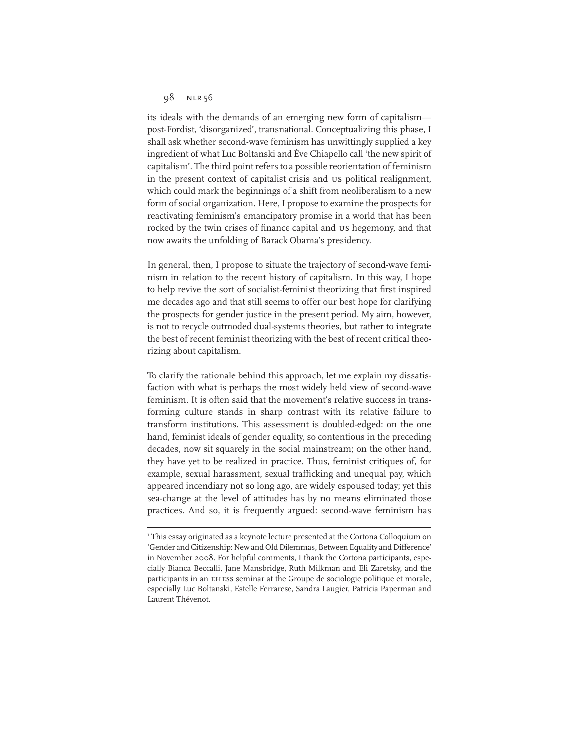its ideals with the demands of an emerging new form of capitalism—post-Fordist, 'disorganized', transnational. Conceptualizing this phase, I shall ask whether second-wave feminism has unwittingly supplied a key ingredient of what Luc Boltanski and Ève Chiapello call 'the new spirit of capitalism'. The third point refers to a possible reorientation of feminism in the present context of capitalist crisis and US political realignment, which could mark the beginnings of a shift from neoliberalism to a new form of social organization. Here, I propose to examine the prospects for reactivating feminism's emancipatory promise in a world that has been rocked by the twin crises of finance capital and US hegemony, and that now awaits the unfolding of Barack Obama's presidency.

In general, then, I propose to situate the trajectory of second-wave feminism in relation to the recent history of capitalism. In this way, I hope to help revive the sort of socialist-feminist theorizing that first inspired me decades ago and that still seems to offer our best hope for clarifying the prospects for gender justice in the present period. My aim, however, is not to recycle outmoded dual-systems theories, but rather to integrate the best of recent feminist theorizing with the best of recent critical theorizing about capitalism.

To clarify the rationale behind this approach, let me explain my dissatisfaction with what is perhaps the most widely held view of second-wave feminism. It is often said that the movement's relative success in transforming culture stands in sharp contrast with its relative failure to transform institutions. This assessment is doubled-edged: on the one hand, feminist ideals of gender equality, so contentious in the preceding decades, now sit squarely in the social mainstream; on the other hand, they have yet to be realized in practice. Thus, feminist critiques of, for example, sexual harassment, sexual trafficking and unequal pay, which appeared incendiary not so long ago, are widely espoused today; yet this sea-change at the level of attitudes has by no means eliminated those practices. And so, it is frequently argued: second-wave feminism has

---

[1] This essay originated as a keynote lecture presented at the Cortona Colloquium on 'Gender and Citizenship: New and Old Dilemmas, Between Equality and Difference' in November 2008. For helpful comments, I thank the Cortona participants, especially Bianca Beccalli, Jane Mansbridge, Ruth Milkman and Eli Zaretsky, and the participants in an EHESS seminar at the Groupe de sociologie politique et morale, especially Luc Boltanski, Estelle Ferrarese, Sandra Laugier, Patricia Paperman and Laurent Thévenot.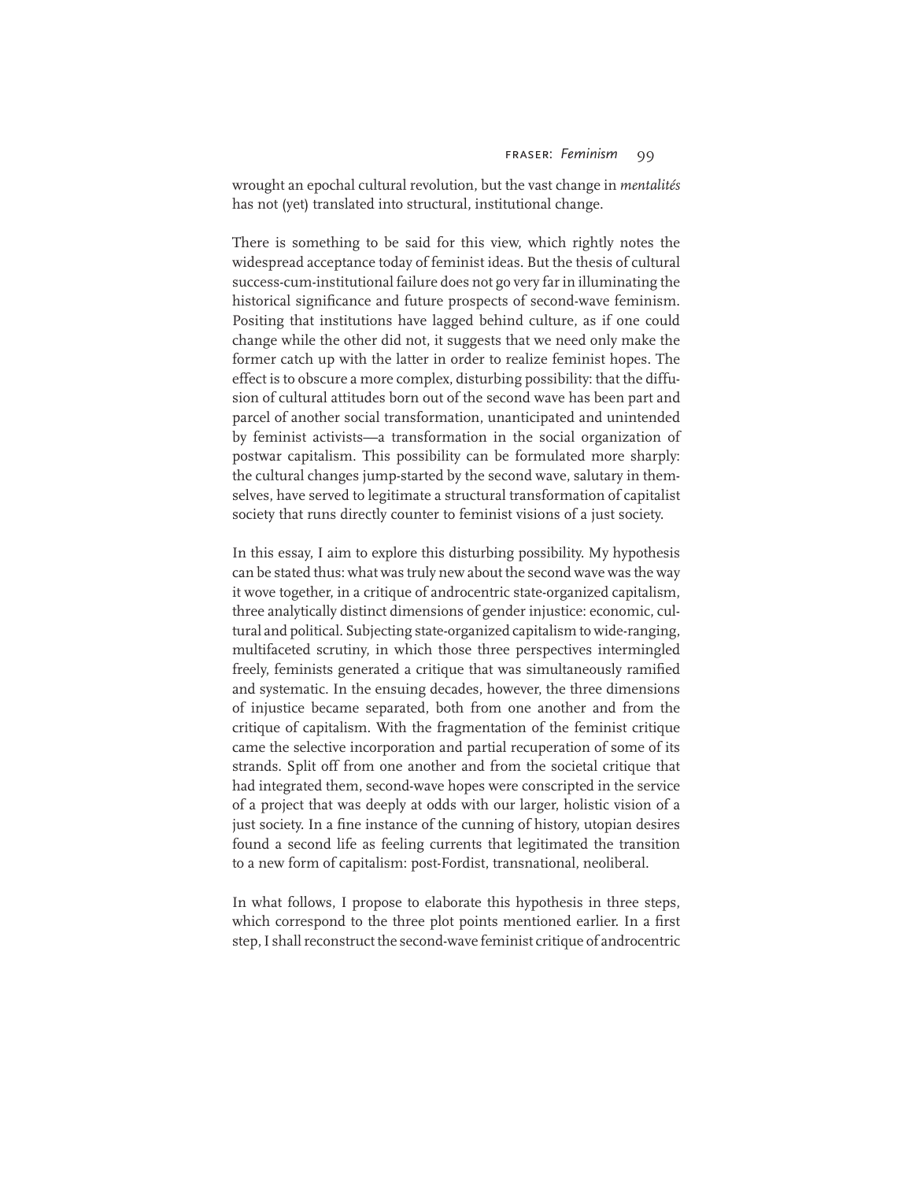wrought an epochal cultural revolution, but the vast change in *mentalités* has not (yet) translated into structural, institutional change.

There is something to be said for this view, which rightly notes the widespread acceptance today of feminist ideas. But the thesis of cultural success-cum-institutional failure does not go very far in illuminating the historical significance and future prospects of second-wave feminism. Positing that institutions have lagged behind culture, as if one could change while the other did not, it suggests that we need only make the former catch up with the latter in order to realize feminist hopes. The effect is to obscure a more complex, disturbing possibility: that the diffusion of cultural attitudes born out of the second wave has been part and parcel of another social transformation, unanticipated and unintended by feminist activists—a transformation in the social organization of postwar capitalism. This possibility can be formulated more sharply: the cultural changes jump-started by the second wave, salutary in themselves, have served to legitimate a structural transformation of capitalist society that runs directly counter to feminist visions of a just society.

In this essay, I aim to explore this disturbing possibility. My hypothesis can be stated thus: what was truly new about the second wave was the way it wove together, in a critique of androcentric state-organized capitalism, three analytically distinct dimensions of gender injustice: economic, cultural and political. Subjecting state-organized capitalism to wide-ranging, multifaceted scrutiny, in which those three perspectives intermingled freely, feminists generated a critique that was simultaneously ramified and systematic. In the ensuing decades, however, the three dimensions of injustice became separated, both from one another and from the critique of capitalism. With the fragmentation of the feminist critique came the selective incorporation and partial recuperation of some of its strands. Split off from one another and from the societal critique that had integrated them, second-wave hopes were conscripted in the service of a project that was deeply at odds with our larger, holistic vision of a just society. In a fine instance of the cunning of history, utopian desires found a second life as feeling currents that legitimated the transition to a new form of capitalism: post-Fordist, transnational, neoliberal.

In what follows, I propose to elaborate this hypothesis in three steps, which correspond to the three plot points mentioned earlier. In a first step, I shall reconstruct the second-wave feminist critique of androcentric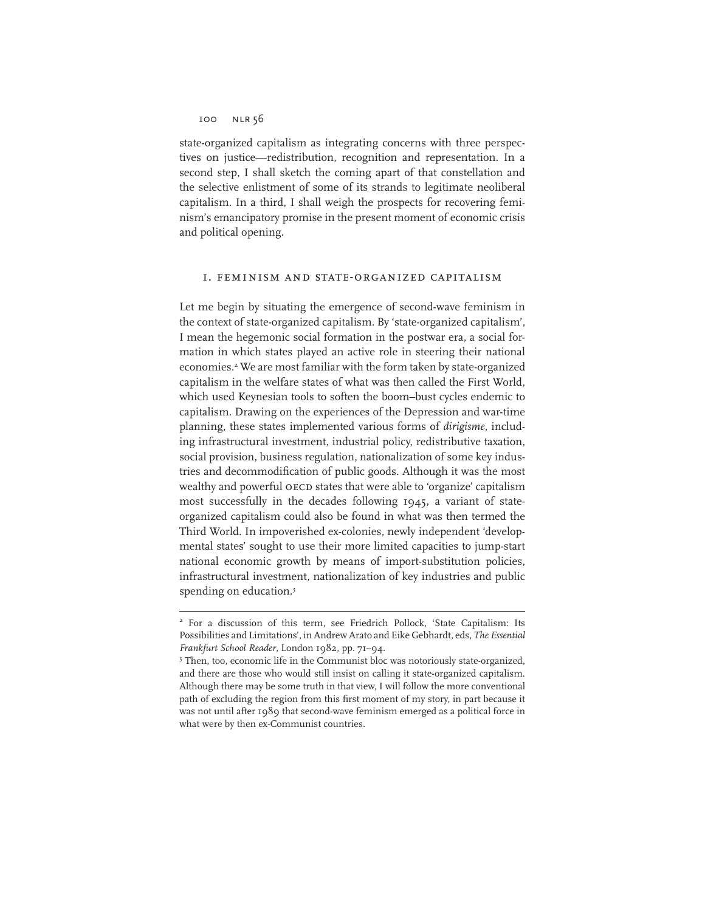state-organized capitalism as integrating concerns with three perspectives on justice—redistribution, recognition and representation. In a second step, I shall sketch the coming apart of that constellation and the selective enlistment of some of its strands to legitimate neoliberal capitalism. In a third, I shall weigh the prospects for recovering feminism's emancipatory promise in the present moment of economic crisis and political opening.

## I. FEMINISM AND STATE-ORGANIZED CAPITALISM

Let me begin by situating the emergence of second-wave feminism in the context of state-organized capitalism. By 'state-organized capitalism', I mean the hegemonic social formation in the postwar era, a social formation in which states played an active role in steering their national economies.[2] We are most familiar with the form taken by state-organized capitalism in the welfare states of what was then called the First World, which used Keynesian tools to soften the boom–bust cycles endemic to capitalism. Drawing on the experiences of the Depression and war-time planning, these states implemented various forms of *dirigisme*, including infrastructural investment, industrial policy, redistributive taxation, social provision, business regulation, nationalization of some key industries and decommodification of public goods. Although it was the most wealthy and powerful OECD states that were able to 'organize' capitalism most successfully in the decades following 1945, a variant of state-organized capitalism could also be found in what was then termed the Third World. In impoverished ex-colonies, newly independent 'developmental states' sought to use their more limited capacities to jump-start national economic growth by means of import-substitution policies, infrastructural investment, nationalization of key industries and public spending on education.[3]

---

[2] For a discussion of this term, see Friedrich Pollock, 'State Capitalism: Its Possibilities and Limitations', in Andrew Arato and Eike Gebhardt, eds, *The Essential Frankfurt School Reader*, London 1982, pp. 71–94.

[3] Then, too, economic life in the Communist bloc was notoriously state-organized, and there are those who would still insist on calling it state-organized capitalism. Although there may be some truth in that view, I will follow the more conventional path of excluding the region from this first moment of my story, in part because it was not until after 1989 that second-wave feminism emerged as a political force in what were by then ex-Communist countries.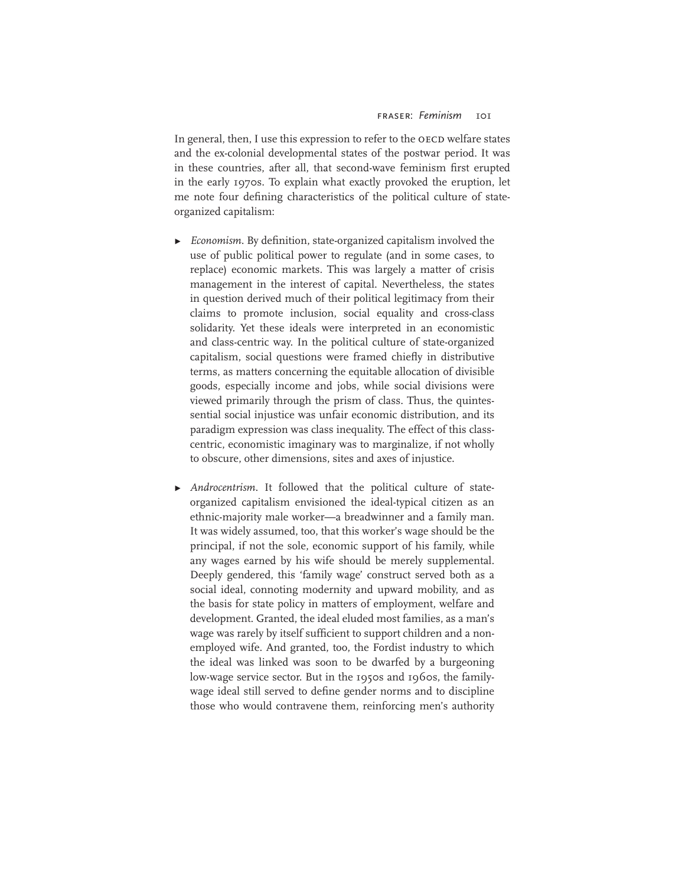In general, then, I use this expression to refer to the OECD welfare states and the ex-colonial developmental states of the postwar period. It was in these countries, after all, that second-wave feminism first erupted in the early 1970s. To explain what exactly provoked the eruption, let me note four defining characteristics of the political culture of state-organized capitalism:

- *Economism*. By definition, state-organized capitalism involved the use of public political power to regulate (and in some cases, to replace) economic markets. This was largely a matter of crisis management in the interest of capital. Nevertheless, the states in question derived much of their political legitimacy from their claims to promote inclusion, social equality and cross-class solidarity. Yet these ideals were interpreted in an economistic and class-centric way. In the political culture of state-organized capitalism, social questions were framed chiefly in distributive terms, as matters concerning the equitable allocation of divisible goods, especially income and jobs, while social divisions were viewed primarily through the prism of class. Thus, the quintessential social injustice was unfair economic distribution, and its paradigm expression was class inequality. The effect of this class-centric, economistic imaginary was to marginalize, if not wholly to obscure, other dimensions, sites and axes of injustice.

- *Androcentrism*. It followed that the political culture of state-organized capitalism envisioned the ideal-typical citizen as an ethnic-majority male worker—a breadwinner and a family man. It was widely assumed, too, that this worker's wage should be the principal, if not the sole, economic support of his family, while any wages earned by his wife should be merely supplemental. Deeply gendered, this 'family wage' construct served both as a social ideal, connoting modernity and upward mobility, and as the basis for state policy in matters of employment, welfare and development. Granted, the ideal eluded most families, as a man's wage was rarely by itself sufficient to support children and a non-employed wife. And granted, too, the Fordist industry to which the ideal was linked was soon to be dwarfed by a burgeoning low-wage service sector. But in the 1950s and 1960s, the family-wage ideal still served to define gender norms and to discipline those who would contravene them, reinforcing men's authority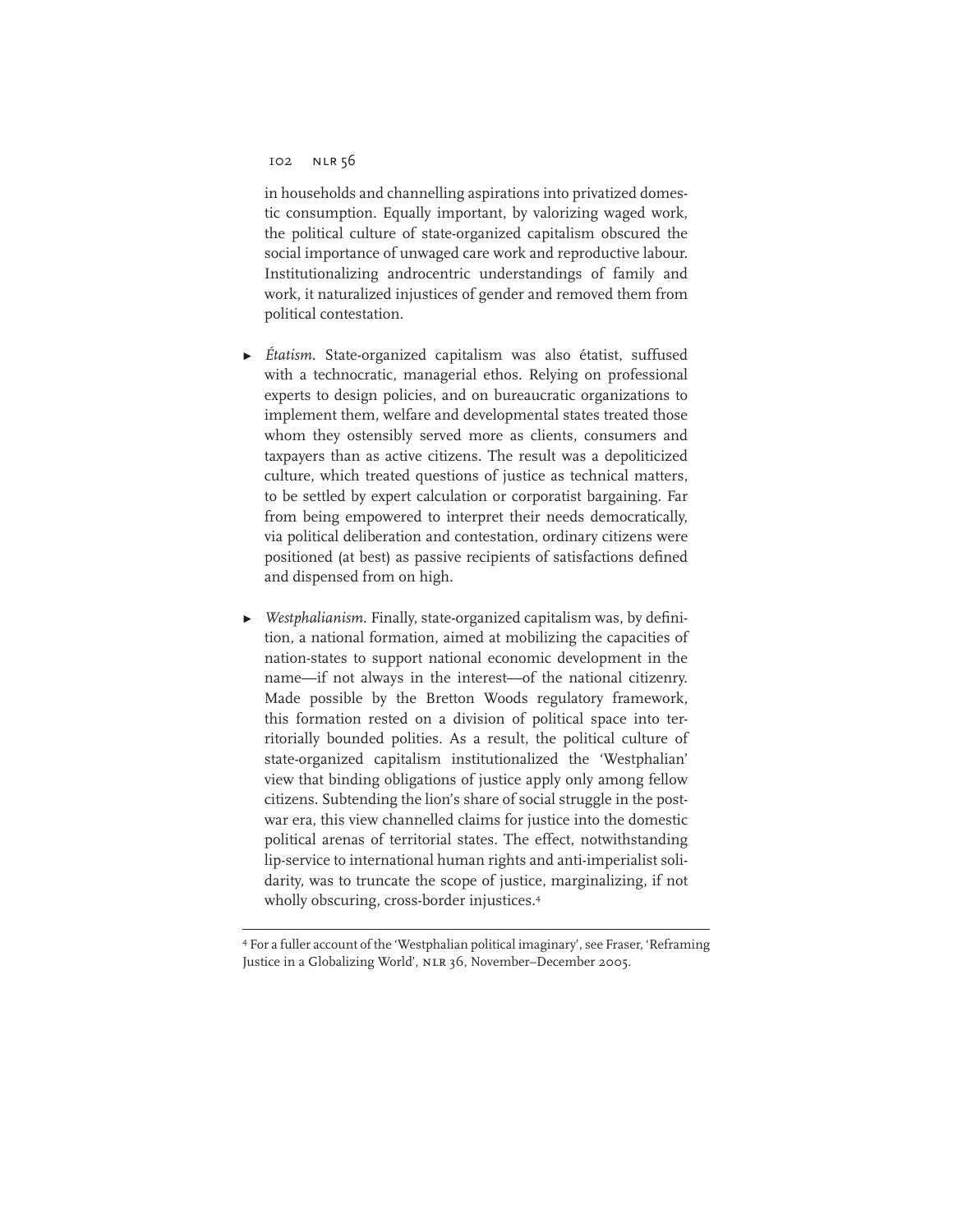in households and channelling aspirations into privatized domestic consumption. Equally important, by valorizing waged work, the political culture of state-organized capitalism obscured the social importance of unwaged care work and reproductive labour. Institutionalizing androcentric understandings of family and work, it naturalized injustices of gender and removed them from political contestation.

- *Étatism*. State-organized capitalism was also étatist, suffused with a technocratic, managerial ethos. Relying on professional experts to design policies, and on bureaucratic organizations to implement them, welfare and developmental states treated those whom they ostensibly served more as clients, consumers and taxpayers than as active citizens. The result was a depoliticized culture, which treated questions of justice as technical matters, to be settled by expert calculation or corporatist bargaining. Far from being empowered to interpret their needs democratically, via political deliberation and contestation, ordinary citizens were positioned (at best) as passive recipients of satisfactions defined and dispensed from on high.

- *Westphalianism*. Finally, state-organized capitalism was, by definition, a national formation, aimed at mobilizing the capacities of nation-states to support national economic development in the name—if not always in the interest—of the national citizenry. Made possible by the Bretton Woods regulatory framework, this formation rested on a division of political space into territorially bounded polities. As a result, the political culture of state-organized capitalism institutionalized the 'Westphalian' view that binding obligations of justice apply only among fellow citizens. Subtending the lion's share of social struggle in the postwar era, this view channelled claims for justice into the domestic political arenas of territorial states. The effect, notwithstanding lip-service to international human rights and anti-imperialist solidarity, was to truncate the scope of justice, marginalizing, if not wholly obscuring, cross-border injustices.[4]

---

[4] For a fuller account of the 'Westphalian political imaginary', see Fraser, 'Reframing Justice in a Globalizing World', NLR 36, November–December 2005.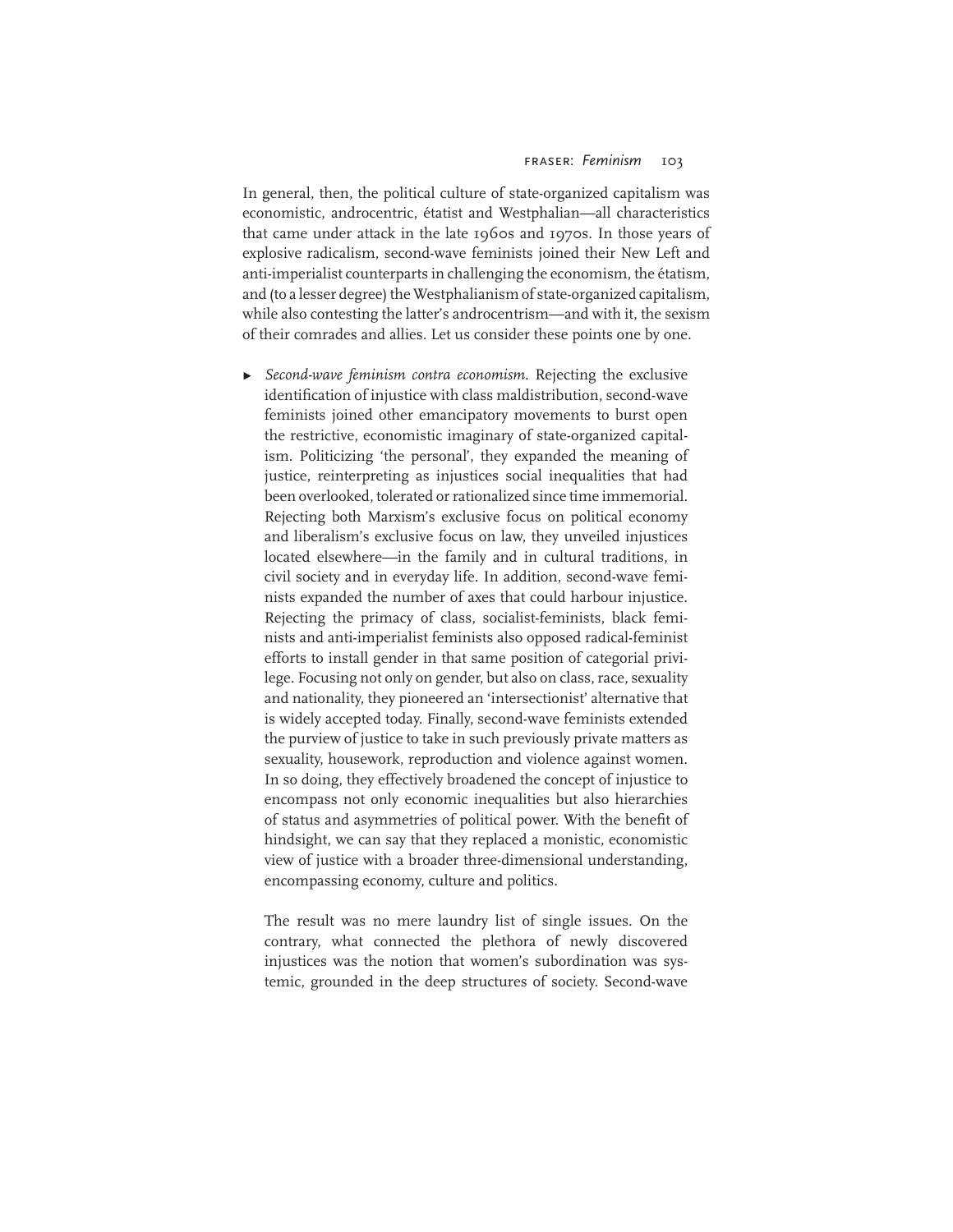In general, then, the political culture of state-organized capitalism was economistic, androcentric, étatist and Westphalian—all characteristics that came under attack in the late 1960s and 1970s. In those years of explosive radicalism, second-wave feminists joined their New Left and anti-imperialist counterparts in challenging the economism, the étatism, and (to a lesser degree) the Westphalianism of state-organized capitalism, while also contesting the latter's androcentrism—and with it, the sexism of their comrades and allies. Let us consider these points one by one.

- *Second-wave feminism contra economism*. Rejecting the exclusive identification of injustice with class maldistribution, second-wave feminists joined other emancipatory movements to burst open the restrictive, economistic imaginary of state-organized capitalism. Politicizing 'the personal', they expanded the meaning of justice, reinterpreting as injustices social inequalities that had been overlooked, tolerated or rationalized since time immemorial. Rejecting both Marxism's exclusive focus on political economy and liberalism's exclusive focus on law, they unveiled injustices located elsewhere—in the family and in cultural traditions, in civil society and in everyday life. In addition, second-wave feminists expanded the number of axes that could harbour injustice. Rejecting the primacy of class, socialist-feminists, black feminists and anti-imperialist feminists also opposed radical-feminist efforts to install gender in that same position of categorial privilege. Focusing not only on gender, but also on class, race, sexuality and nationality, they pioneered an 'intersectionist' alternative that is widely accepted today. Finally, second-wave feminists extended the purview of justice to take in such previously private matters as sexuality, housework, reproduction and violence against women. In so doing, they effectively broadened the concept of injustice to encompass not only economic inequalities but also hierarchies of status and asymmetries of political power. With the benefit of hindsight, we can say that they replaced a monistic, economistic view of justice with a broader three-dimensional understanding, encompassing economy, culture and politics.

  The result was no mere laundry list of single issues. On the contrary, what connected the plethora of newly discovered injustices was the notion that women's subordination was systemic, grounded in the deep structures of society. Second-wave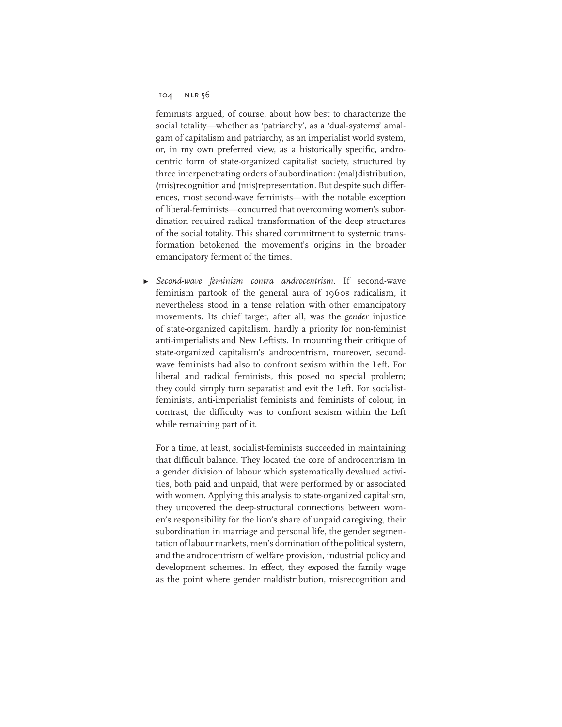feminists argued, of course, about how best to characterize the social totality—whether as 'patriarchy', as a 'dual-systems' amalgam of capitalism and patriarchy, as an imperialist world system, or, in my own preferred view, as a historically specific, androcentric form of state-organized capitalist society, structured by three interpenetrating orders of subordination: (mal)distribution, (mis)recognition and (mis)representation. But despite such differences, most second-wave feminists—with the notable exception of liberal-feminists—concurred that overcoming women's subordination required radical transformation of the deep structures of the social totality. This shared commitment to systemic transformation betokened the movement's origins in the broader emancipatory ferment of the times.

- *Second-wave feminism contra androcentrism.* If second-wave feminism partook of the general aura of 1960s radicalism, it nevertheless stood in a tense relation with other emancipatory movements. Its chief target, after all, was the *gender* injustice of state-organized capitalism, hardly a priority for non-feminist anti-imperialists and New Leftists. In mounting their critique of state-organized capitalism's androcentrism, moreover, second-wave feminists had also to confront sexism within the Left. For liberal and radical feminists, this posed no special problem; they could simply turn separatist and exit the Left. For socialist-feminists, anti-imperialist feminists and feminists of colour, in contrast, the difficulty was to confront sexism within the Left while remaining part of it.

  For a time, at least, socialist-feminists succeeded in maintaining that difficult balance. They located the core of androcentrism in a gender division of labour which systematically devalued activities, both paid and unpaid, that were performed by or associated with women. Applying this analysis to state-organized capitalism, they uncovered the deep-structural connections between women's responsibility for the lion's share of unpaid caregiving, their subordination in marriage and personal life, the gender segmentation of labour markets, men's domination of the political system, and the androcentrism of welfare provision, industrial policy and development schemes. In effect, they exposed the family wage as the point where gender maldistribution, misrecognition and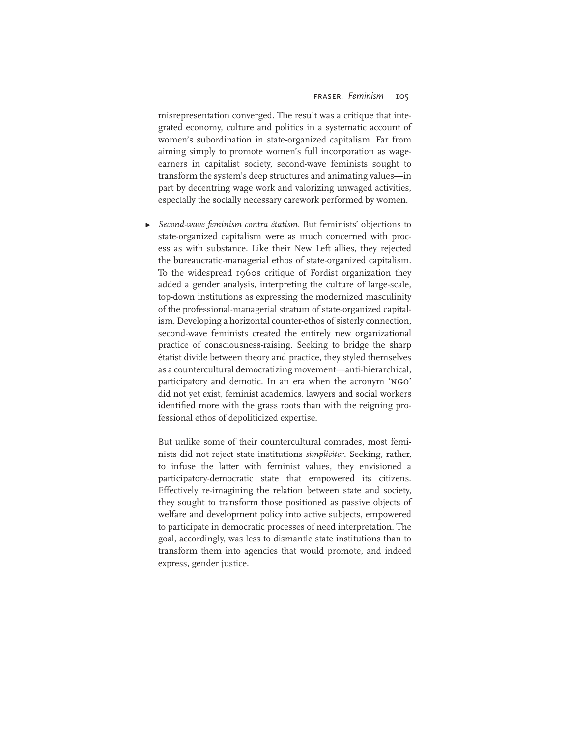misrepresentation converged. The result was a critique that integrated economy, culture and politics in a systematic account of women's subordination in state-organized capitalism. Far from aiming simply to promote women's full incorporation as wage-earners in capitalist society, second-wave feminists sought to transform the system's deep structures and animating values—in part by decentring wage work and valorizing unwaged activities, especially the socially necessary carework performed by women.

- *Second-wave feminism contra étatism.* But feminists' objections to state-organized capitalism were as much concerned with process as with substance. Like their New Left allies, they rejected the bureaucratic-managerial ethos of state-organized capitalism. To the widespread 1960s critique of Fordist organization they added a gender analysis, interpreting the culture of large-scale, top-down institutions as expressing the modernized masculinity of the professional-managerial stratum of state-organized capitalism. Developing a horizontal counter-ethos of sisterly connection, second-wave feminists created the entirely new organizational practice of consciousness-raising. Seeking to bridge the sharp étatist divide between theory and practice, they styled themselves as a countercultural democratizing movement—anti-hierarchical, participatory and demotic. In an era when the acronym 'NGO' did not yet exist, feminist academics, lawyers and social workers identified more with the grass roots than with the reigning professional ethos of depoliticized expertise.

  But unlike some of their countercultural comrades, most feminists did not reject state institutions *simpliciter*. Seeking, rather, to infuse the latter with feminist values, they envisioned a participatory-democratic state that empowered its citizens. Effectively re-imagining the relation between state and society, they sought to transform those positioned as passive objects of welfare and development policy into active subjects, empowered to participate in democratic processes of need interpretation. The goal, accordingly, was less to dismantle state institutions than to transform them into agencies that would promote, and indeed express, gender justice.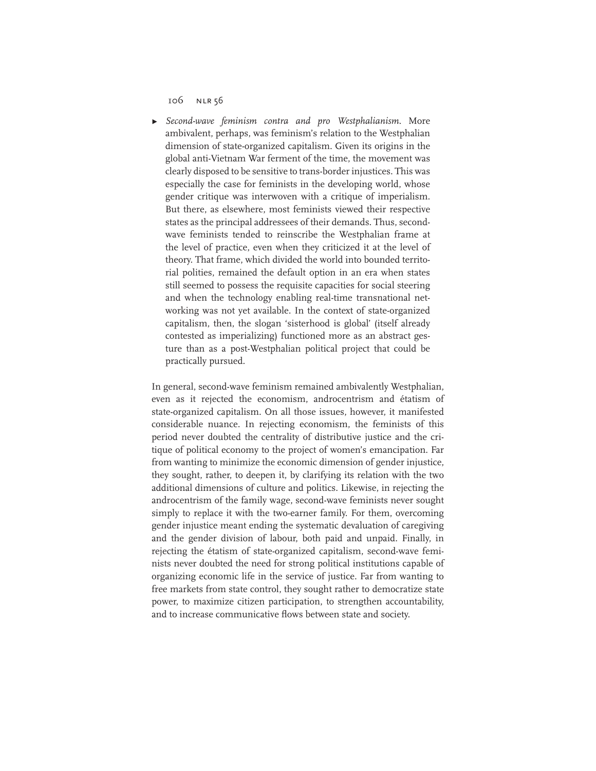- *Second-wave feminism contra and pro Westphalianism.* More ambivalent, perhaps, was feminism's relation to the Westphalian dimension of state-organized capitalism. Given its origins in the global anti-Vietnam War ferment of the time, the movement was clearly disposed to be sensitive to trans-border injustices. This was especially the case for feminists in the developing world, whose gender critique was interwoven with a critique of imperialism. But there, as elsewhere, most feminists viewed their respective states as the principal addressees of their demands. Thus, second-wave feminists tended to reinscribe the Westphalian frame at the level of practice, even when they criticized it at the level of theory. That frame, which divided the world into bounded territorial polities, remained the default option in an era when states still seemed to possess the requisite capacities for social steering and when the technology enabling real-time transnational networking was not yet available. In the context of state-organized capitalism, then, the slogan 'sisterhood is global' (itself already contested as imperializing) functioned more as an abstract gesture than as a post-Westphalian political project that could be practically pursued.

In general, second-wave feminism remained ambivalently Westphalian, even as it rejected the economism, androcentrism and étatism of state-organized capitalism. On all those issues, however, it manifested considerable nuance. In rejecting economism, the feminists of this period never doubted the centrality of distributive justice and the critique of political economy to the project of women's emancipation. Far from wanting to minimize the economic dimension of gender injustice, they sought, rather, to deepen it, by clarifying its relation with the two additional dimensions of culture and politics. Likewise, in rejecting the androcentrism of the family wage, second-wave feminists never sought simply to replace it with the two-earner family. For them, overcoming gender injustice meant ending the systematic devaluation of caregiving and the gender division of labour, both paid and unpaid. Finally, in rejecting the étatism of state-organized capitalism, second-wave feminists never doubted the need for strong political institutions capable of organizing economic life in the service of justice. Far from wanting to free markets from state control, they sought rather to democratize state power, to maximize citizen participation, to strengthen accountability, and to increase communicative flows between state and society.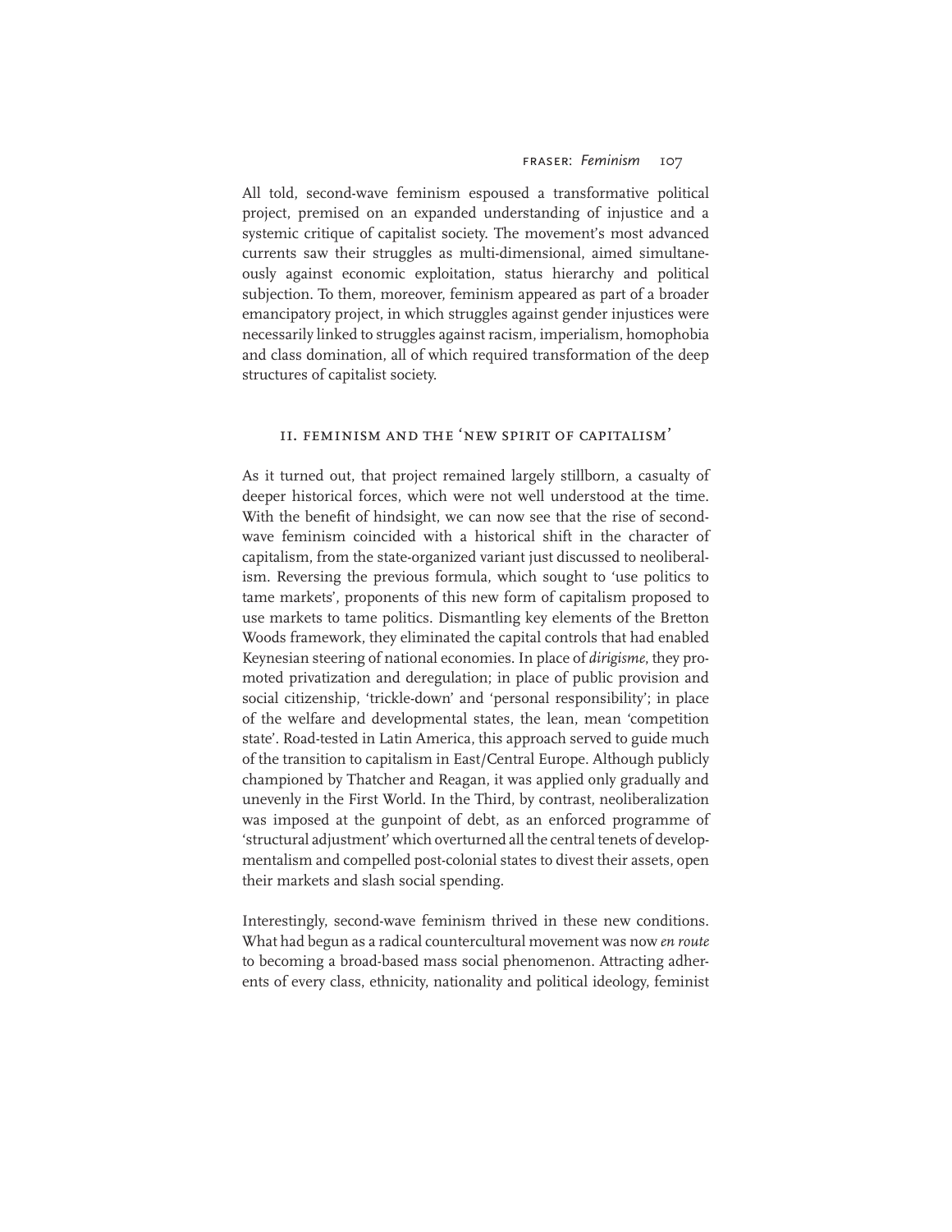All told, second-wave feminism espoused a transformative political project, premised on an expanded understanding of injustice and a systemic critique of capitalist society. The movement's most advanced currents saw their struggles as multi-dimensional, aimed simultaneously against economic exploitation, status hierarchy and political subjection. To them, moreover, feminism appeared as part of a broader emancipatory project, in which struggles against gender injustices were necessarily linked to struggles against racism, imperialism, homophobia and class domination, all of which required transformation of the deep structures of capitalist society.

## II. FEMINISM AND THE 'NEW SPIRIT OF CAPITALISM'

As it turned out, that project remained largely stillborn, a casualty of deeper historical forces, which were not well understood at the time. With the benefit of hindsight, we can now see that the rise of second-wave feminism coincided with a historical shift in the character of capitalism, from the state-organized variant just discussed to neoliberalism. Reversing the previous formula, which sought to 'use politics to tame markets', proponents of this new form of capitalism proposed to use markets to tame politics. Dismantling key elements of the Bretton Woods framework, they eliminated the capital controls that had enabled Keynesian steering of national economies. In place of *dirigisme*, they promoted privatization and deregulation; in place of public provision and social citizenship, 'trickle-down' and 'personal responsibility'; in place of the welfare and developmental states, the lean, mean 'competition state'. Road-tested in Latin America, this approach served to guide much of the transition to capitalism in East/Central Europe. Although publicly championed by Thatcher and Reagan, it was applied only gradually and unevenly in the First World. In the Third, by contrast, neoliberalization was imposed at the gunpoint of debt, as an enforced programme of 'structural adjustment' which overturned all the central tenets of developmentalism and compelled post-colonial states to divest their assets, open their markets and slash social spending.

Interestingly, second-wave feminism thrived in these new conditions. What had begun as a radical countercultural movement was now *en route* to becoming a broad-based mass social phenomenon. Attracting adherents of every class, ethnicity, nationality and political ideology, feminist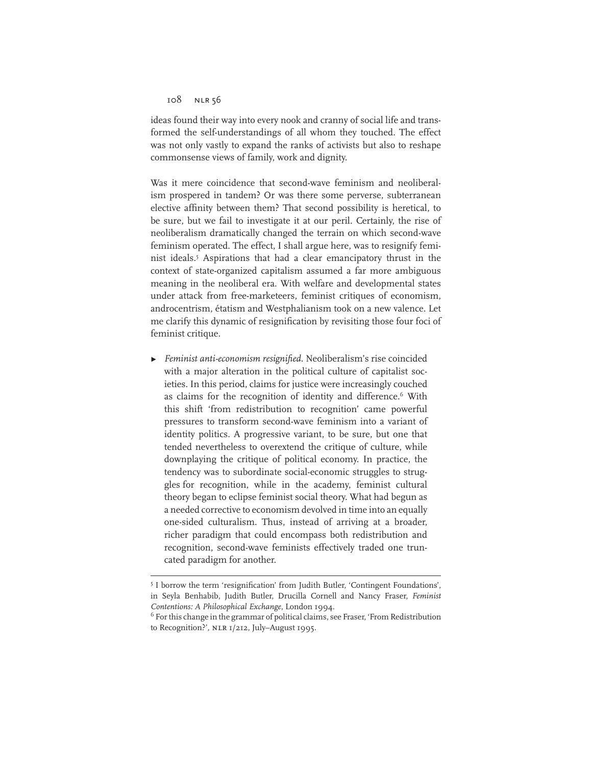ideas found their way into every nook and cranny of social life and transformed the self-understandings of all whom they touched. The effect was not only vastly to expand the ranks of activists but also to reshape commonsense views of family, work and dignity.

Was it mere coincidence that second-wave feminism and neoliberalism prospered in tandem? Or was there some perverse, subterranean elective affinity between them? That second possibility is heretical, to be sure, but we fail to investigate it at our peril. Certainly, the rise of neoliberalism dramatically changed the terrain on which second-wave feminism operated. The effect, I shall argue here, was to resignify feminist ideals.[5] Aspirations that had a clear emancipatory thrust in the context of state-organized capitalism assumed a far more ambiguous meaning in the neoliberal era. With welfare and developmental states under attack from free-marketeers, feminist critiques of economism, androcentrism, étatism and Westphalianism took on a new valence. Let me clarify this dynamic of resignification by revisiting those four foci of feminist critique.

- *Feminist anti-economism resignified*. Neoliberalism's rise coincided with a major alteration in the political culture of capitalist societies. In this period, claims for justice were increasingly couched as claims for the recognition of identity and difference.[6] With this shift 'from redistribution to recognition' came powerful pressures to transform second-wave feminism into a variant of identity politics. A progressive variant, to be sure, but one that tended nevertheless to overextend the critique of culture, while downplaying the critique of political economy. In practice, the tendency was to subordinate social-economic struggles to struggles for recognition, while in the academy, feminist cultural theory began to eclipse feminist social theory. What had begun as a needed corrective to economism devolved in time into an equally one-sided culturalism. Thus, instead of arriving at a broader, richer paradigm that could encompass both redistribution and recognition, second-wave feminists effectively traded one truncated paradigm for another.

---

[5] I borrow the term 'resignification' from Judith Butler, 'Contingent Foundations', in Seyla Benhabib, Judith Butler, Drucilla Cornell and Nancy Fraser, *Feminist Contentions: A Philosophical Exchange*, London 1994.

[6] For this change in the grammar of political claims, see Fraser, 'From Redistribution to Recognition?', NLR I/212, July–August 1995.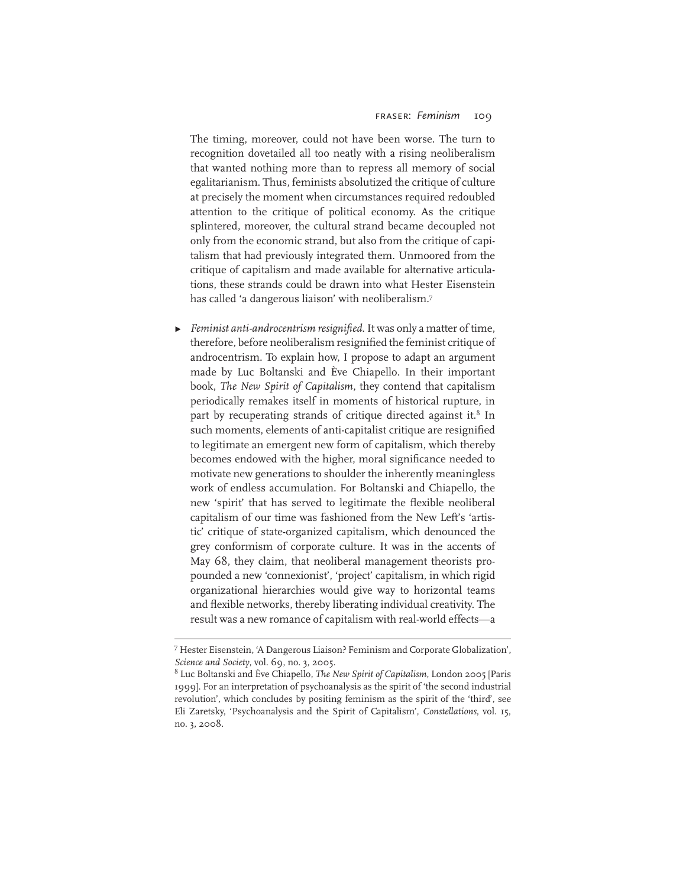The timing, moreover, could not have been worse. The turn to recognition dovetailed all too neatly with a rising neoliberalism that wanted nothing more than to repress all memory of social egalitarianism. Thus, feminists absolutized the critique of culture at precisely the moment when circumstances required redoubled attention to the critique of political economy. As the critique splintered, moreover, the cultural strand became decoupled not only from the economic strand, but also from the critique of capitalism that had previously integrated them. Unmoored from the critique of capitalism and made available for alternative articulations, these strands could be drawn into what Hester Eisenstein has called 'a dangerous liaison' with neoliberalism.[7]

- *Feminist anti-androcentrism resignified.* It was only a matter of time, therefore, before neoliberalism resignified the feminist critique of androcentrism. To explain how, I propose to adapt an argument made by Luc Boltanski and Ève Chiapello. In their important book, *The New Spirit of Capitalism*, they contend that capitalism periodically remakes itself in moments of historical rupture, in part by recuperating strands of critique directed against it.[8] In such moments, elements of anti-capitalist critique are resignified to legitimate an emergent new form of capitalism, which thereby becomes endowed with the higher, moral significance needed to motivate new generations to shoulder the inherently meaningless work of endless accumulation. For Boltanski and Chiapello, the new 'spirit' that has served to legitimate the flexible neoliberal capitalism of our time was fashioned from the New Left's 'artistic' critique of state-organized capitalism, which denounced the grey conformism of corporate culture. It was in the accents of May 68, they claim, that neoliberal management theorists propounded a new 'connexionist', 'project' capitalism, in which rigid organizational hierarchies would give way to horizontal teams and flexible networks, thereby liberating individual creativity. The result was a new romance of capitalism with real-world effects—a

---

[7] Hester Eisenstein, 'A Dangerous Liaison? Feminism and Corporate Globalization', *Science and Society*, vol. 69, no. 3, 2005.

[8] Luc Boltanski and Ève Chiapello, *The New Spirit of Capitalism*, London 2005 [Paris 1999]. For an interpretation of psychoanalysis as the spirit of 'the second industrial revolution', which concludes by positing feminism as the spirit of the 'third', see Eli Zaretsky, 'Psychoanalysis and the Spirit of Capitalism', *Constellations*, vol. 15, no. 3, 2008.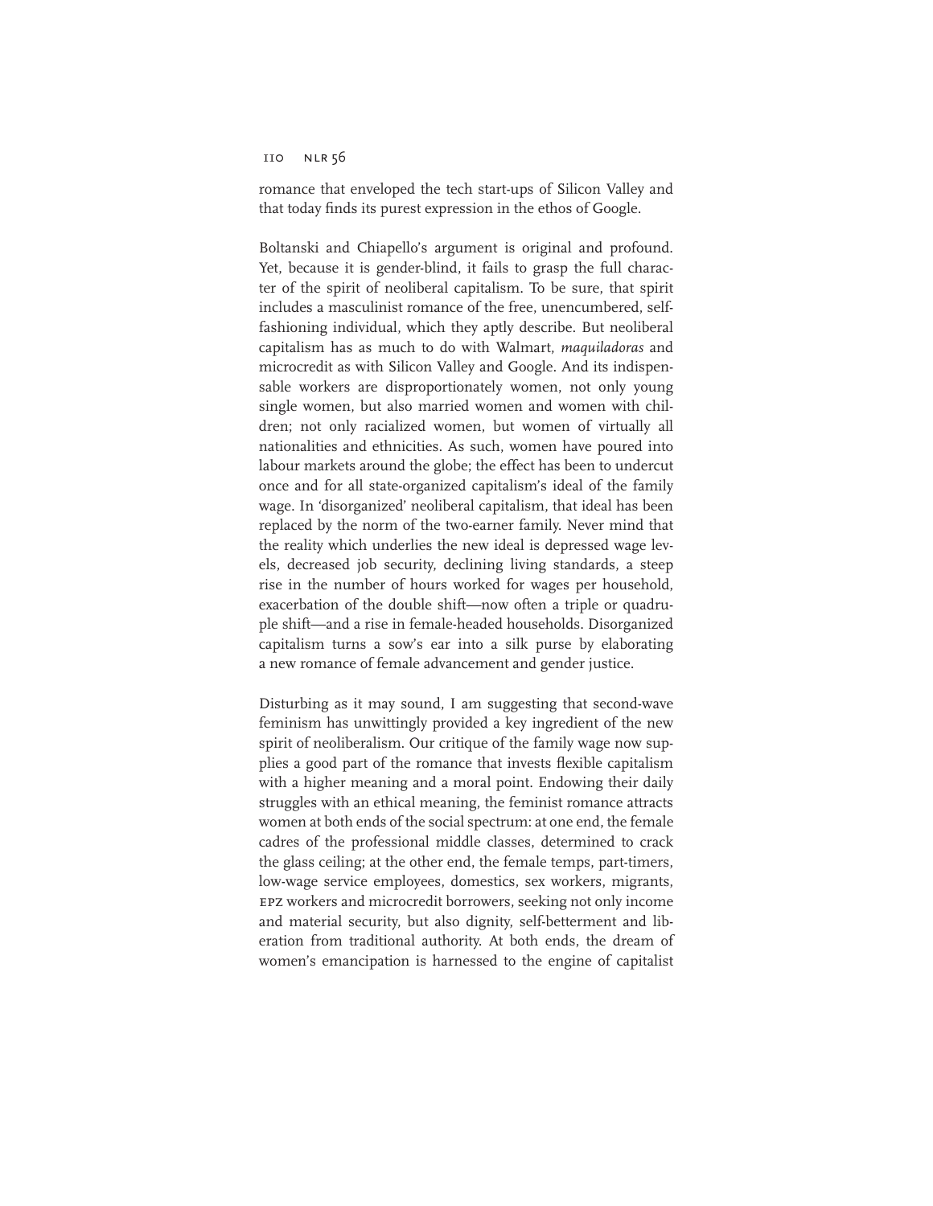romance that enveloped the tech start-ups of Silicon Valley and that today finds its purest expression in the ethos of Google.

Boltanski and Chiapello's argument is original and profound. Yet, because it is gender-blind, it fails to grasp the full character of the spirit of neoliberal capitalism. To be sure, that spirit includes a masculinist romance of the free, unencumbered, self-fashioning individual, which they aptly describe. But neoliberal capitalism has as much to do with Walmart, *maquiladoras* and microcredit as with Silicon Valley and Google. And its indispensable workers are disproportionately women, not only young single women, but also married women and women with children; not only racialized women, but women of virtually all nationalities and ethnicities. As such, women have poured into labour markets around the globe; the effect has been to undercut once and for all state-organized capitalism's ideal of the family wage. In 'disorganized' neoliberal capitalism, that ideal has been replaced by the norm of the two-earner family. Never mind that the reality which underlies the new ideal is depressed wage levels, decreased job security, declining living standards, a steep rise in the number of hours worked for wages per household, exacerbation of the double shift—now often a triple or quadruple shift—and a rise in female-headed households. Disorganized capitalism turns a sow's ear into a silk purse by elaborating a new romance of female advancement and gender justice.

Disturbing as it may sound, I am suggesting that second-wave feminism has unwittingly provided a key ingredient of the new spirit of neoliberalism. Our critique of the family wage now supplies a good part of the romance that invests flexible capitalism with a higher meaning and a moral point. Endowing their daily struggles with an ethical meaning, the feminist romance attracts women at both ends of the social spectrum: at one end, the female cadres of the professional middle classes, determined to crack the glass ceiling; at the other end, the female temps, part-timers, low-wage service employees, domestics, sex workers, migrants, EPZ workers and microcredit borrowers, seeking not only income and material security, but also dignity, self-betterment and liberation from traditional authority. At both ends, the dream of women's emancipation is harnessed to the engine of capitalist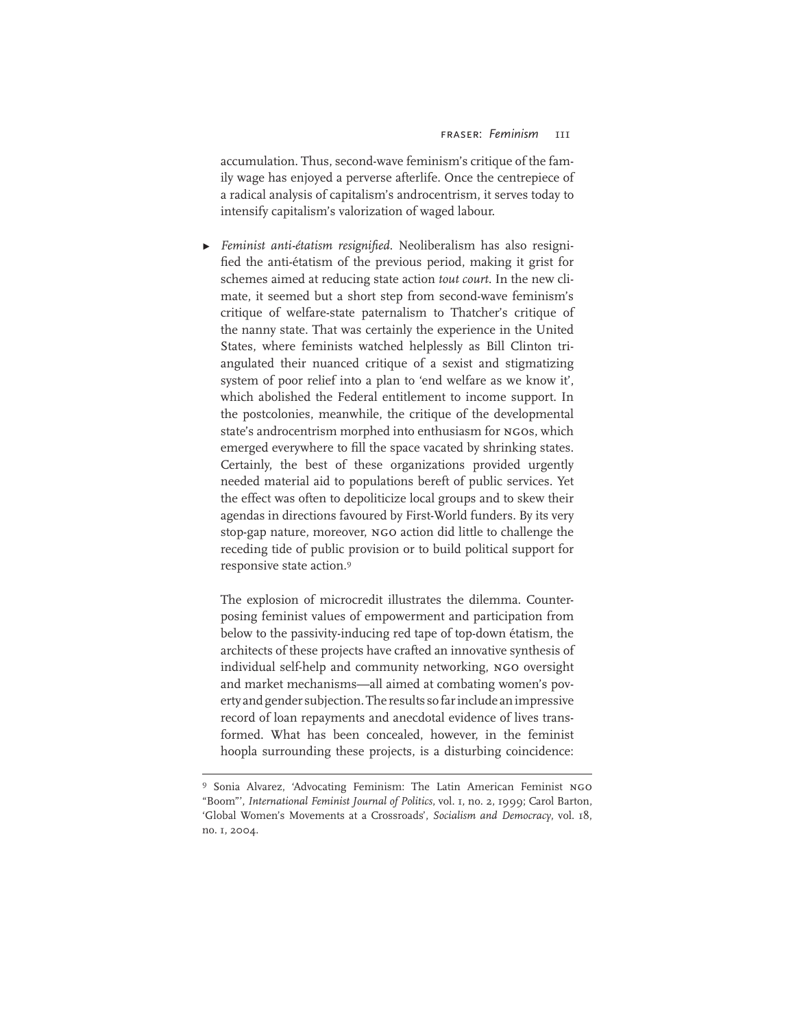accumulation. Thus, second-wave feminism's critique of the family wage has enjoyed a perverse afterlife. Once the centrepiece of a radical analysis of capitalism's androcentrism, it serves today to intensify capitalism's valorization of waged labour.

- *Feminist anti-étatism resignified*. Neoliberalism has also resignified the anti-étatism of the previous period, making it grist for schemes aimed at reducing state action *tout court*. In the new climate, it seemed but a short step from second-wave feminism's critique of welfare-state paternalism to Thatcher's critique of the nanny state. That was certainly the experience in the United States, where feminists watched helplessly as Bill Clinton triangulated their nuanced critique of a sexist and stigmatizing system of poor relief into a plan to 'end welfare as we know it', which abolished the Federal entitlement to income support. In the postcolonies, meanwhile, the critique of the developmental state's androcentrism morphed into enthusiasm for NGOs, which emerged everywhere to fill the space vacated by shrinking states. Certainly, the best of these organizations provided urgently needed material aid to populations bereft of public services. Yet the effect was often to depoliticize local groups and to skew their agendas in directions favoured by First-World funders. By its very stop-gap nature, moreover, NGO action did little to challenge the receding tide of public provision or to build political support for responsive state action.[9]

  The explosion of microcredit illustrates the dilemma. Counterposing feminist values of empowerment and participation from below to the passivity-inducing red tape of top-down étatism, the architects of these projects have crafted an innovative synthesis of individual self-help and community networking, NGO oversight and market mechanisms—all aimed at combating women's poverty and gender subjection. The results so far include an impressive record of loan repayments and anecdotal evidence of lives transformed. What has been concealed, however, in the feminist hoopla surrounding these projects, is a disturbing coincidence:

---

[9] Sonia Alvarez, 'Advocating Feminism: The Latin American Feminist NGO "Boom"', *International Feminist Journal of Politics*, vol. 1, no. 2, 1999; Carol Barton, 'Global Women's Movements at a Crossroads', *Socialism and Democracy*, vol. 18, no. 1, 2004.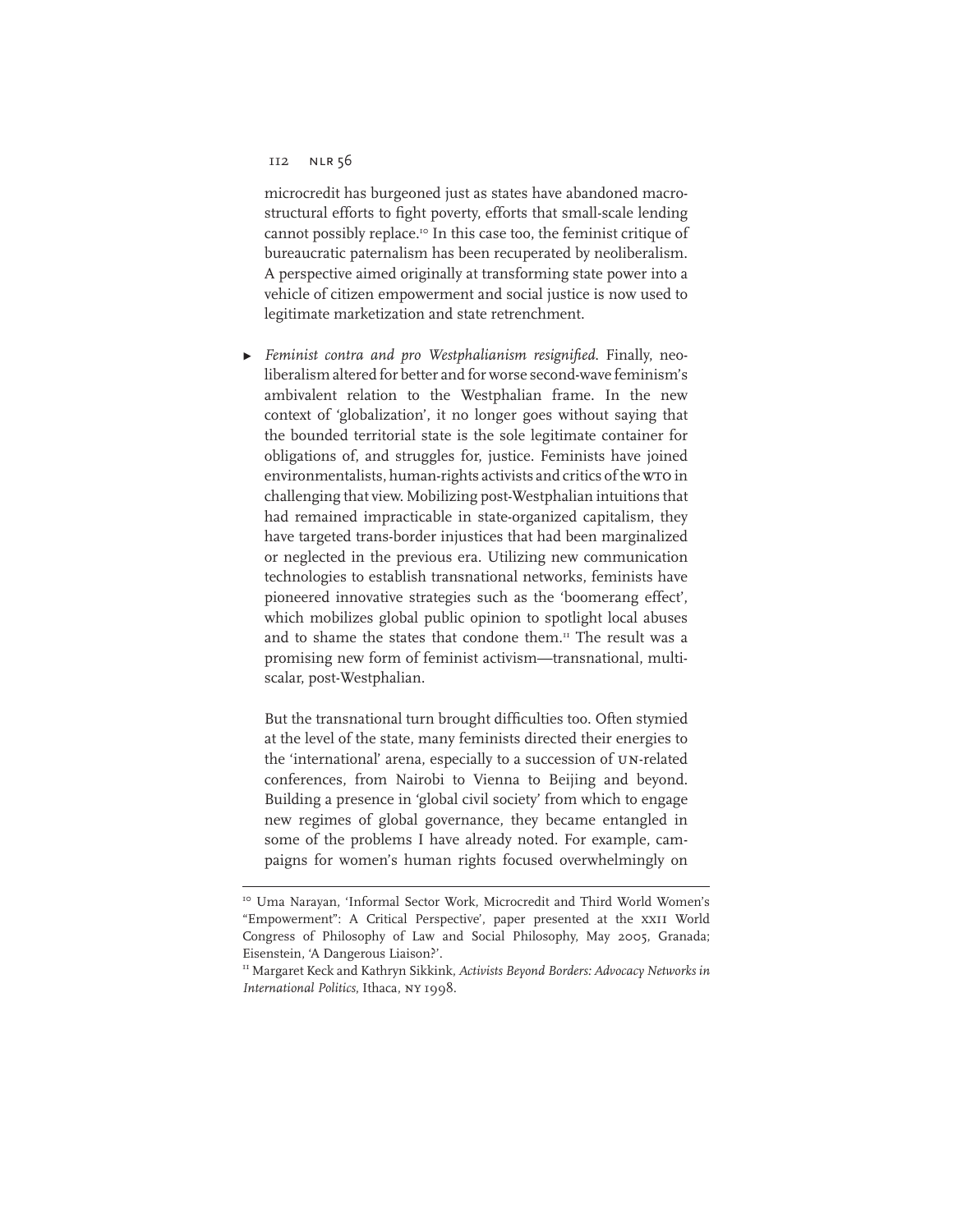microcredit has burgeoned just as states have abandoned macro-structural efforts to fight poverty, efforts that small-scale lending cannot possibly replace.[10] In this case too, the feminist critique of bureaucratic paternalism has been recuperated by neoliberalism. A perspective aimed originally at transforming state power into a vehicle of citizen empowerment and social justice is now used to legitimate marketization and state retrenchment.

- *Feminist contra and pro Westphalianism resignified.* Finally, neoliberalism altered for better and for worse second-wave feminism's ambivalent relation to the Westphalian frame. In the new context of 'globalization', it no longer goes without saying that the bounded territorial state is the sole legitimate container for obligations of, and struggles for, justice. Feminists have joined environmentalists, human-rights activists and critics of the WTO in challenging that view. Mobilizing post-Westphalian intuitions that had remained impracticable in state-organized capitalism, they have targeted trans-border injustices that had been marginalized or neglected in the previous era. Utilizing new communication technologies to establish transnational networks, feminists have pioneered innovative strategies such as the 'boomerang effect', which mobilizes global public opinion to spotlight local abuses and to shame the states that condone them.[11] The result was a promising new form of feminist activism—transnational, multi-scalar, post-Westphalian.

  But the transnational turn brought difficulties too. Often stymied at the level of the state, many feminists directed their energies to the 'international' arena, especially to a succession of UN-related conferences, from Nairobi to Vienna to Beijing and beyond. Building a presence in 'global civil society' from which to engage new regimes of global governance, they became entangled in some of the problems I have already noted. For example, campaigns for women's human rights focused overwhelmingly on

---

[10] Uma Narayan, 'Informal Sector Work, Microcredit and Third World Women's "Empowerment": A Critical Perspective', paper presented at the XXII World Congress of Philosophy of Law and Social Philosophy, May 2005, Granada; Eisenstein, 'A Dangerous Liaison?'.

[11] Margaret Keck and Kathryn Sikkink, *Activists Beyond Borders: Advocacy Networks in International Politics*, Ithaca, NY 1998.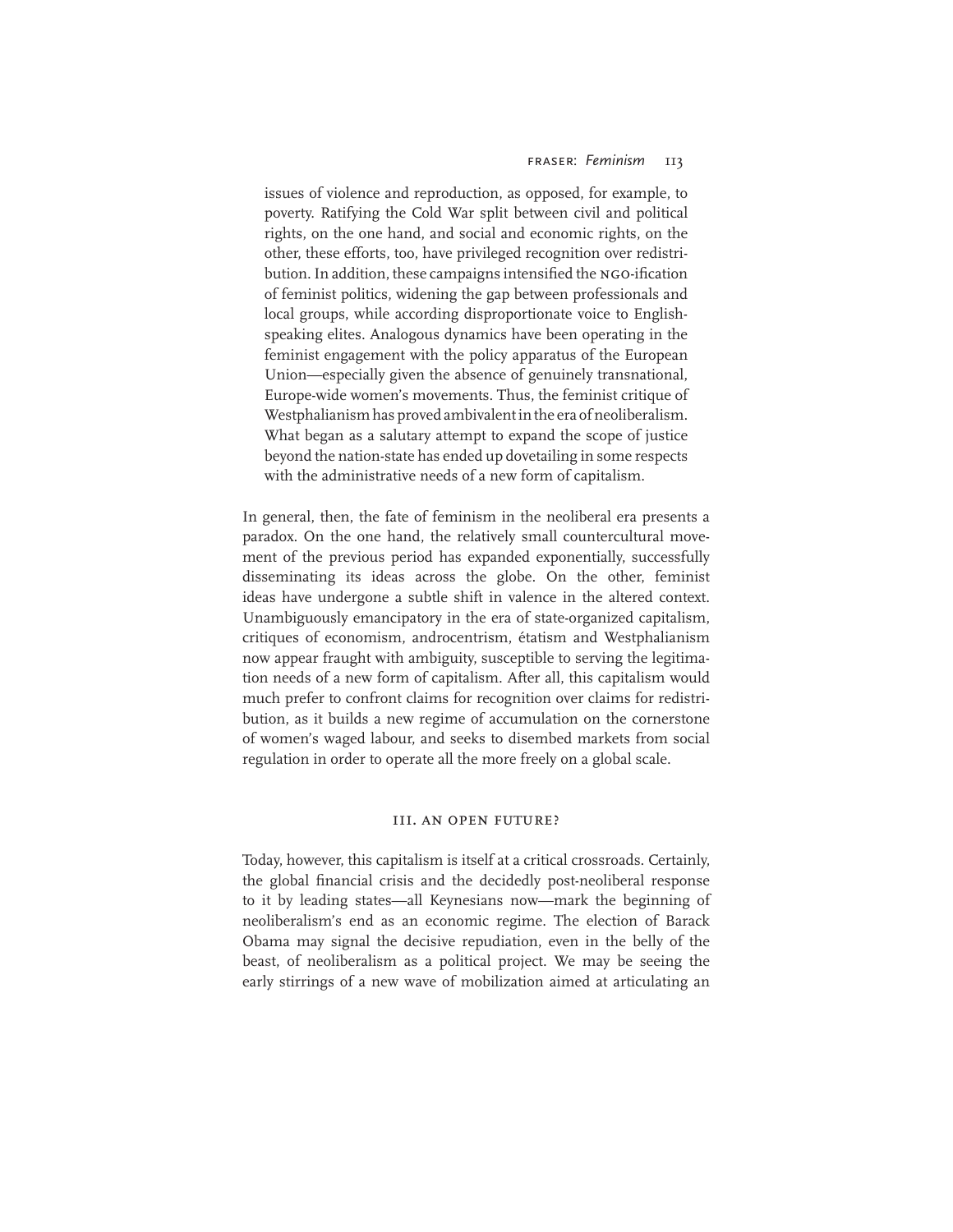issues of violence and reproduction, as opposed, for example, to poverty. Ratifying the Cold War split between civil and political rights, on the one hand, and social and economic rights, on the other, these efforts, too, have privileged recognition over redistribution. In addition, these campaigns intensified the NGO-ification of feminist politics, widening the gap between professionals and local groups, while according disproportionate voice to English-speaking elites. Analogous dynamics have been operating in the feminist engagement with the policy apparatus of the European Union—especially given the absence of genuinely transnational, Europe-wide women's movements. Thus, the feminist critique of Westphalianism has proved ambivalent in the era of neoliberalism. What began as a salutary attempt to expand the scope of justice beyond the nation-state has ended up dovetailing in some respects with the administrative needs of a new form of capitalism.

In general, then, the fate of feminism in the neoliberal era presents a paradox. On the one hand, the relatively small countercultural movement of the previous period has expanded exponentially, successfully disseminating its ideas across the globe. On the other, feminist ideas have undergone a subtle shift in valence in the altered context. Unambiguously emancipatory in the era of state-organized capitalism, critiques of economism, androcentrism, étatism and Westphalianism now appear fraught with ambiguity, susceptible to serving the legitimation needs of a new form of capitalism. After all, this capitalism would much prefer to confront claims for recognition over claims for redistribution, as it builds a new regime of accumulation on the cornerstone of women's waged labour, and seeks to disembed markets from social regulation in order to operate all the more freely on a global scale.

## III. AN OPEN FUTURE?

Today, however, this capitalism is itself at a critical crossroads. Certainly, the global financial crisis and the decidedly post-neoliberal response to it by leading states—all Keynesians now—mark the beginning of neoliberalism's end as an economic regime. The election of Barack Obama may signal the decisive repudiation, even in the belly of the beast, of neoliberalism as a political project. We may be seeing the early stirrings of a new wave of mobilization aimed at articulating an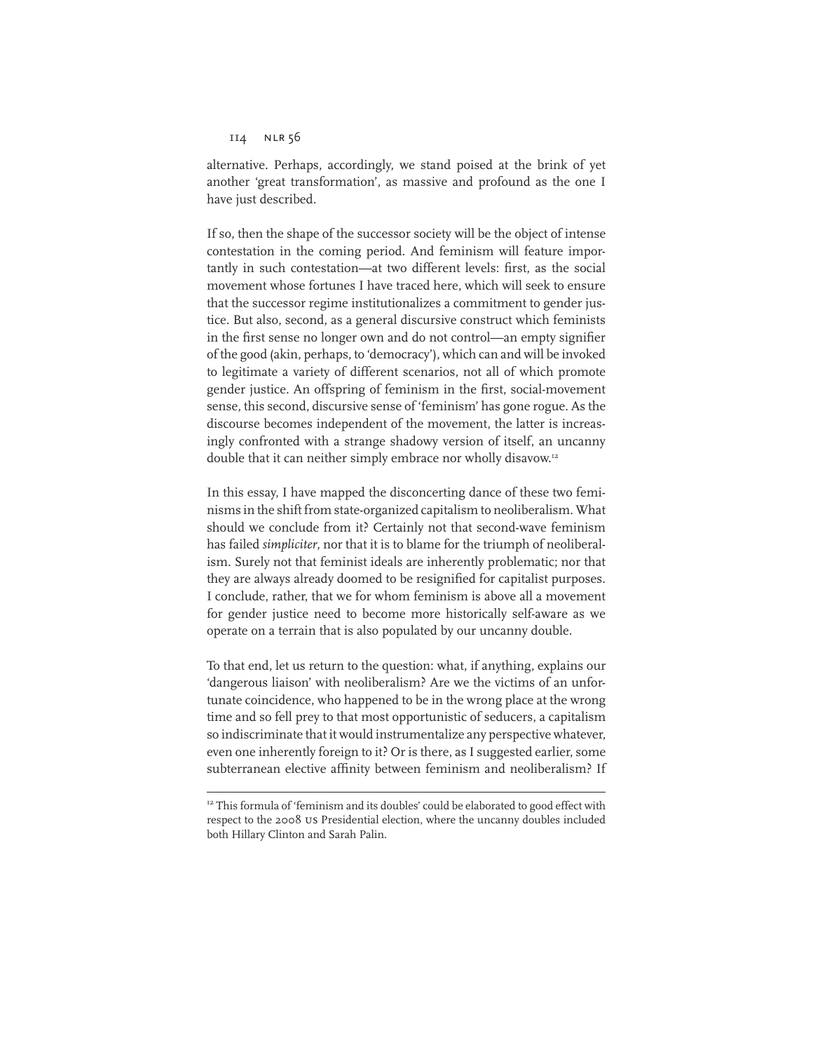alternative. Perhaps, accordingly, we stand poised at the brink of yet another 'great transformation', as massive and profound as the one I have just described.

If so, then the shape of the successor society will be the object of intense contestation in the coming period. And feminism will feature importantly in such contestation—at two different levels: first, as the social movement whose fortunes I have traced here, which will seek to ensure that the successor regime institutionalizes a commitment to gender justice. But also, second, as a general discursive construct which feminists in the first sense no longer own and do not control—an empty signifier of the good (akin, perhaps, to 'democracy'), which can and will be invoked to legitimate a variety of different scenarios, not all of which promote gender justice. An offspring of feminism in the first, social-movement sense, this second, discursive sense of 'feminism' has gone rogue. As the discourse becomes independent of the movement, the latter is increasingly confronted with a strange shadowy version of itself, an uncanny double that it can neither simply embrace nor wholly disavow.[12]

In this essay, I have mapped the disconcerting dance of these two feminisms in the shift from state-organized capitalism to neoliberalism. What should we conclude from it? Certainly not that second-wave feminism has failed *simpliciter*, nor that it is to blame for the triumph of neoliberalism. Surely not that feminist ideals are inherently problematic; nor that they are always already doomed to be resignified for capitalist purposes. I conclude, rather, that we for whom feminism is above all a movement for gender justice need to become more historically self-aware as we operate on a terrain that is also populated by our uncanny double.

To that end, let us return to the question: what, if anything, explains our 'dangerous liaison' with neoliberalism? Are we the victims of an unfortunate coincidence, who happened to be in the wrong place at the wrong time and so fell prey to that most opportunistic of seducers, a capitalism so indiscriminate that it would instrumentalize any perspective whatever, even one inherently foreign to it? Or is there, as I suggested earlier, some subterranean elective affinity between feminism and neoliberalism? If

[12] This formula of 'feminism and its doubles' could be elaborated to good effect with respect to the 2008 US Presidential election, where the uncanny doubles included both Hillary Clinton and Sarah Palin.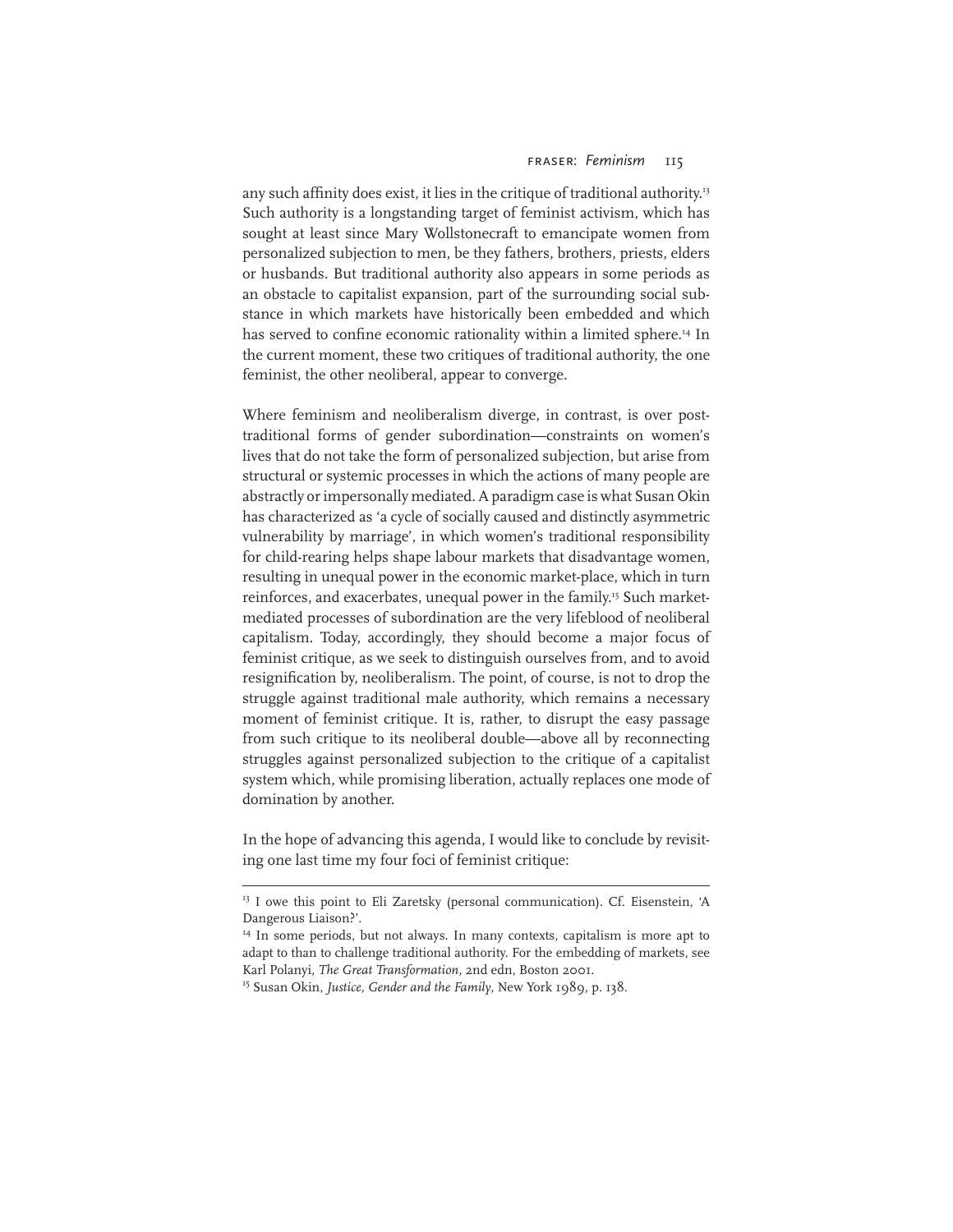any such affinity does exist, it lies in the critique of traditional authority.[13] Such authority is a longstanding target of feminist activism, which has sought at least since Mary Wollstonecraft to emancipate women from personalized subjection to men, be they fathers, brothers, priests, elders or husbands. But traditional authority also appears in some periods as an obstacle to capitalist expansion, part of the surrounding social substance in which markets have historically been embedded and which has served to confine economic rationality within a limited sphere.[14] In the current moment, these two critiques of traditional authority, the one feminist, the other neoliberal, appear to converge.

Where feminism and neoliberalism diverge, in contrast, is over post-traditional forms of gender subordination—constraints on women's lives that do not take the form of personalized subjection, but arise from structural or systemic processes in which the actions of many people are abstractly or impersonally mediated. A paradigm case is what Susan Okin has characterized as 'a cycle of socially caused and distinctly asymmetric vulnerability by marriage', in which women's traditional responsibility for child-rearing helps shape labour markets that disadvantage women, resulting in unequal power in the economic market-place, which in turn reinforces, and exacerbates, unequal power in the family.[15] Such market-mediated processes of subordination are the very lifeblood of neoliberal capitalism. Today, accordingly, they should become a major focus of feminist critique, as we seek to distinguish ourselves from, and to avoid resignification by, neoliberalism. The point, of course, is not to drop the struggle against traditional male authority, which remains a necessary moment of feminist critique. It is, rather, to disrupt the easy passage from such critique to its neoliberal double—above all by reconnecting struggles against personalized subjection to the critique of a capitalist system which, while promising liberation, actually replaces one mode of domination by another.

In the hope of advancing this agenda, I would like to conclude by revisiting one last time my four foci of feminist critique:

---

[13] I owe this point to Eli Zaretsky (personal communication). Cf. Eisenstein, 'A Dangerous Liaison?'.

[14] In some periods, but not always. In many contexts, capitalism is more apt to adapt to than to challenge traditional authority. For the embedding of markets, see Karl Polanyi, *The Great Transformation*, 2nd edn, Boston 2001.

[15] Susan Okin, *Justice, Gender and the Family*, New York 1989, p. 138.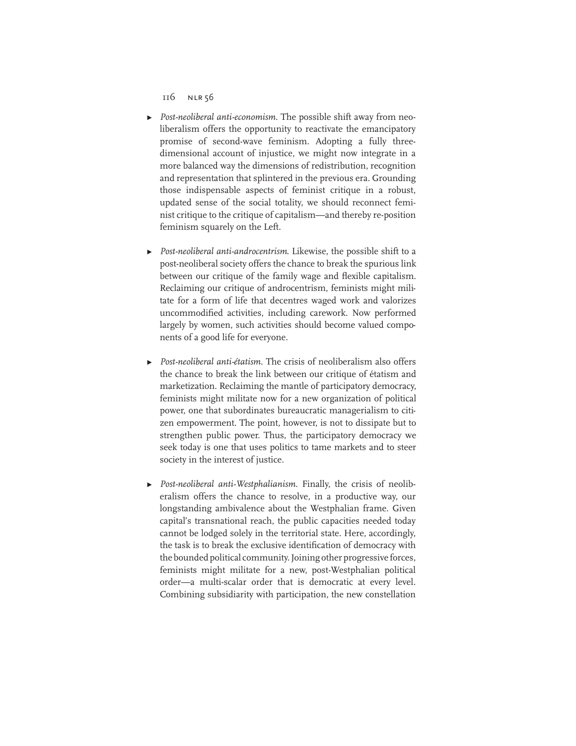- *Post-neoliberal anti-economism*. The possible shift away from neoliberalism offers the opportunity to reactivate the emancipatory promise of second-wave feminism. Adopting a fully three-dimensional account of injustice, we might now integrate in a more balanced way the dimensions of redistribution, recognition and representation that splintered in the previous era. Grounding those indispensable aspects of feminist critique in a robust, updated sense of the social totality, we should reconnect feminist critique to the critique of capitalism—and thereby re-position feminism squarely on the Left.

- *Post-neoliberal anti-androcentrism*. Likewise, the possible shift to a post-neoliberal society offers the chance to break the spurious link between our critique of the family wage and flexible capitalism. Reclaiming our critique of androcentrism, feminists might militate for a form of life that decentres waged work and valorizes uncommodified activities, including carework. Now performed largely by women, such activities should become valued components of a good life for everyone.

- *Post-neoliberal anti-étatism*. The crisis of neoliberalism also offers the chance to break the link between our critique of étatism and marketization. Reclaiming the mantle of participatory democracy, feminists might militate now for a new organization of political power, one that subordinates bureaucratic managerialism to citizen empowerment. The point, however, is not to dissipate but to strengthen public power. Thus, the participatory democracy we seek today is one that uses politics to tame markets and to steer society in the interest of justice.

- *Post-neoliberal anti-Westphalianism*. Finally, the crisis of neoliberalism offers the chance to resolve, in a productive way, our longstanding ambivalence about the Westphalian frame. Given capital's transnational reach, the public capacities needed today cannot be lodged solely in the territorial state. Here, accordingly, the task is to break the exclusive identification of democracy with the bounded political community. Joining other progressive forces, feminists might militate for a new, post-Westphalian political order—a multi-scalar order that is democratic at every level. Combining subsidiarity with participation, the new constellation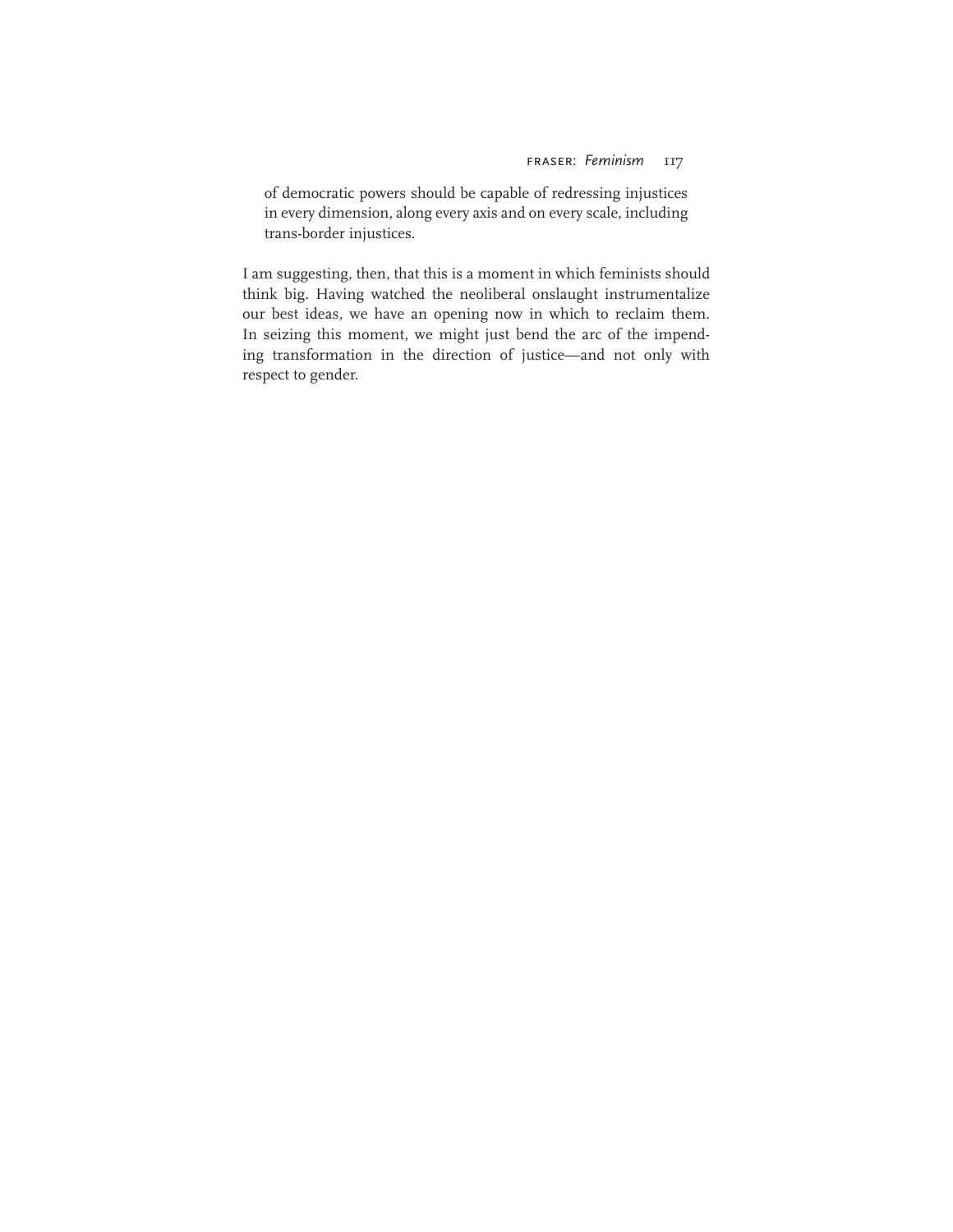> of democratic powers should be capable of redressing injustices in every dimension, along every axis and on every scale, including trans-border injustices.

I am suggesting, then, that this is a moment in which feminists should think big. Having watched the neoliberal onslaught instrumentalize our best ideas, we have an opening now in which to reclaim them. In seizing this moment, we might just bend the arc of the impending transformation in the direction of justice—and not only with respect to gender.